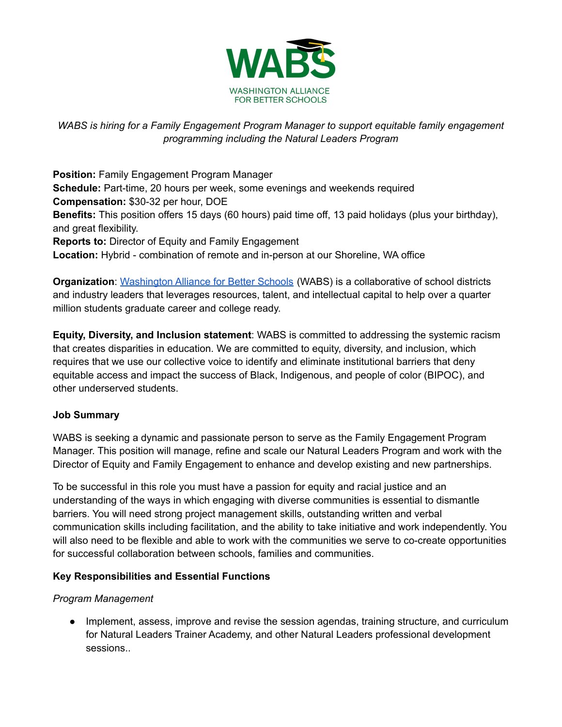WABS

WASHINGTON ALLIANCE FOR BETTER SCHOOLS

*WABS is hiring for a Family Engagement Program Manager to support equitable family engagement programming including the Natural Leaders Program*

**Position:** Family Engagement Program Manager
**Schedule:** Part-time, 20 hours per week, some evenings and weekends required
**Compensation:** $30-32 per hour, DOE
**Benefits:** This position offers 15 days (60 hours) paid time off, 13 paid holidays (plus your birthday), and great flexibility.
**Reports to:** Director of Equity and Family Engagement
**Location:** Hybrid - combination of remote and in-person at our Shoreline, WA office

**Organization**: Washington Alliance for Better Schools (WABS) is a collaborative of school districts and industry leaders that leverages resources, talent, and intellectual capital to help over a quarter million students graduate career and college ready.

**Equity, Diversity, and Inclusion statement**: WABS is committed to addressing the systemic racism that creates disparities in education. We are committed to equity, diversity, and inclusion, which requires that we use our collective voice to identify and eliminate institutional barriers that deny equitable access and impact the success of Black, Indigenous, and people of color (BIPOC), and other underserved students.

**Job Summary**

WABS is seeking a dynamic and passionate person to serve as the Family Engagement Program Manager. This position will manage, refine and scale our Natural Leaders Program and work with the Director of Equity and Family Engagement to enhance and develop existing and new partnerships.

To be successful in this role you must have a passion for equity and racial justice and an understanding of the ways in which engaging with diverse communities is essential to dismantle barriers. You will need strong project management skills, outstanding written and verbal communication skills including facilitation, and the ability to take initiative and work independently. You will also need to be flexible and able to work with the communities we serve to co-create opportunities for successful collaboration between schools, families and communities.

**Key Responsibilities and Essential Functions**

*Program Management*

- Implement, assess, improve and revise the session agendas, training structure, and curriculum for Natural Leaders Trainer Academy, and other Natural Leaders professional development sessions..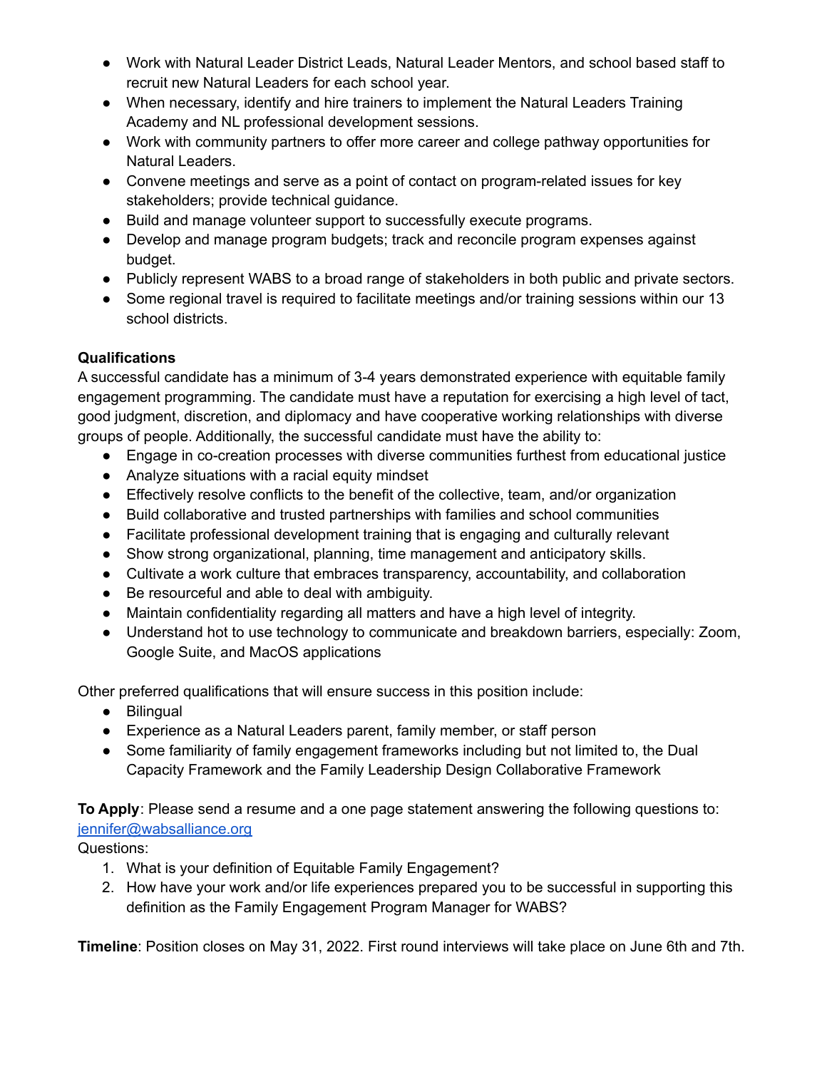- Work with Natural Leader District Leads, Natural Leader Mentors, and school based staff to recruit new Natural Leaders for each school year.
- When necessary, identify and hire trainers to implement the Natural Leaders Training Academy and NL professional development sessions.
- Work with community partners to offer more career and college pathway opportunities for Natural Leaders.
- Convene meetings and serve as a point of contact on program-related issues for key stakeholders; provide technical guidance.
- Build and manage volunteer support to successfully execute programs.
- Develop and manage program budgets; track and reconcile program expenses against budget.
- Publicly represent WABS to a broad range of stakeholders in both public and private sectors.
- Some regional travel is required to facilitate meetings and/or training sessions within our 13 school districts.

**Qualifications**

A successful candidate has a minimum of 3-4 years demonstrated experience with equitable family engagement programming. The candidate must have a reputation for exercising a high level of tact, good judgment, discretion, and diplomacy and have cooperative working relationships with diverse groups of people. Additionally, the successful candidate must have the ability to:

- Engage in co-creation processes with diverse communities furthest from educational justice
- Analyze situations with a racial equity mindset
- Effectively resolve conflicts to the benefit of the collective, team, and/or organization
- Build collaborative and trusted partnerships with families and school communities
- Facilitate professional development training that is engaging and culturally relevant
- Show strong organizational, planning, time management and anticipatory skills.
- Cultivate a work culture that embraces transparency, accountability, and collaboration
- Be resourceful and able to deal with ambiguity.
- Maintain confidentiality regarding all matters and have a high level of integrity.
- Understand hot to use technology to communicate and breakdown barriers, especially: Zoom, Google Suite, and MacOS applications

Other preferred qualifications that will ensure success in this position include:

- Bilingual
- Experience as a Natural Leaders parent, family member, or staff person
- Some familiarity of family engagement frameworks including but not limited to, the Dual Capacity Framework and the Family Leadership Design Collaborative Framework

**To Apply**: Please send a resume and a one page statement answering the following questions to: [jennifer@wabsalliance.org](mailto:jennifer@wabsalliance.org)

Questions:

1. What is your definition of Equitable Family Engagement?
2. How have your work and/or life experiences prepared you to be successful in supporting this definition as the Family Engagement Program Manager for WABS?

**Timeline**: Position closes on May 31, 2022. First round interviews will take place on June 6th and 7th.